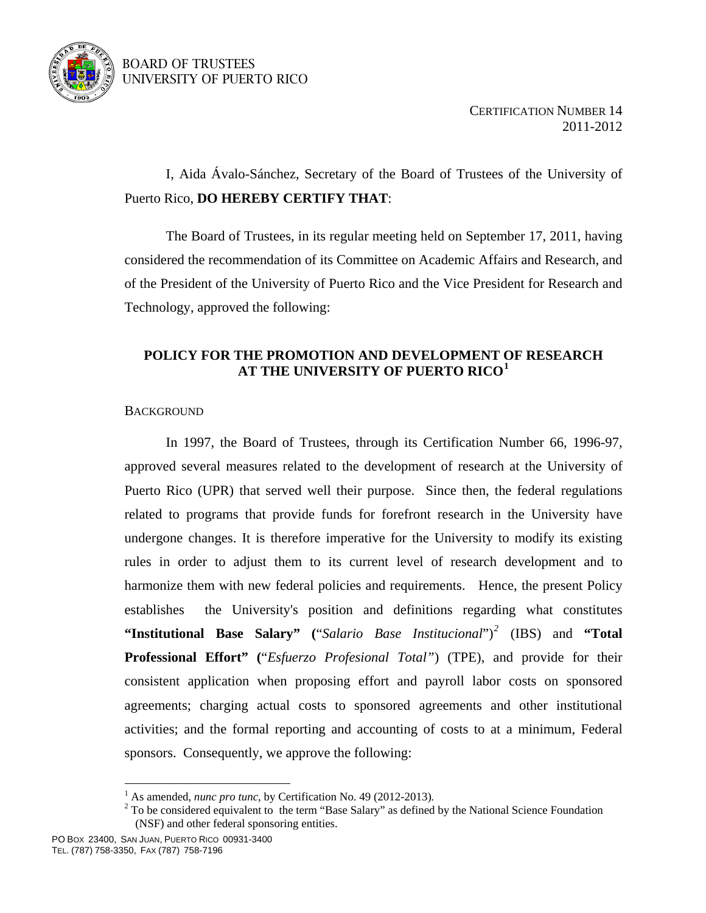BOARD OF TRUSTEES
UNIVERSITY OF PUERTO RICO

CERTIFICATION NUMBER 14
2011-2012

I, Aida Ávalo-Sánchez, Secretary of the Board of Trustees of the University of Puerto Rico, **DO HEREBY CERTIFY THAT**:

The Board of Trustees, in its regular meeting held on September 17, 2011, having considered the recommendation of its Committee on Academic Affairs and Research, and of the President of the University of Puerto Rico and the Vice President for Research and Technology, approved the following:

## POLICY FOR THE PROMOTION AND DEVELOPMENT OF RESEARCH AT THE UNIVERSITY OF PUERTO RICO[1]

### BACKGROUND

In 1997, the Board of Trustees, through its Certification Number 66, 1996-97, approved several measures related to the development of research at the University of Puerto Rico (UPR) that served well their purpose. Since then, the federal regulations related to programs that provide funds for forefront research in the University have undergone changes. It is therefore imperative for the University to modify its existing rules in order to adjust them to its current level of research development and to harmonize them with new federal policies and requirements. Hence, the present Policy establishes the University's position and definitions regarding what constitutes **"Institutional Base Salary" (**"*Salario Base Institucional*")[2] (IBS) and **"Total Professional Effort" (**"*Esfuerzo Profesional Total"*) (TPE), and provide for their consistent application when proposing effort and payroll labor costs on sponsored agreements; charging actual costs to sponsored agreements and other institutional activities; and the formal reporting and accounting of costs to at a minimum, Federal sponsors. Consequently, we approve the following:

---

[1] As amended, *nunc pro tunc*, by Certification No. 49 (2012-2013).

[2] To be considered equivalent to the term "Base Salary" as defined by the National Science Foundation (NSF) and other federal sponsoring entities.

PO BOX 23400, SAN JUAN, PUERTO RICO 00931-3400
TEL. (787) 758-3350, FAX (787) 758-7196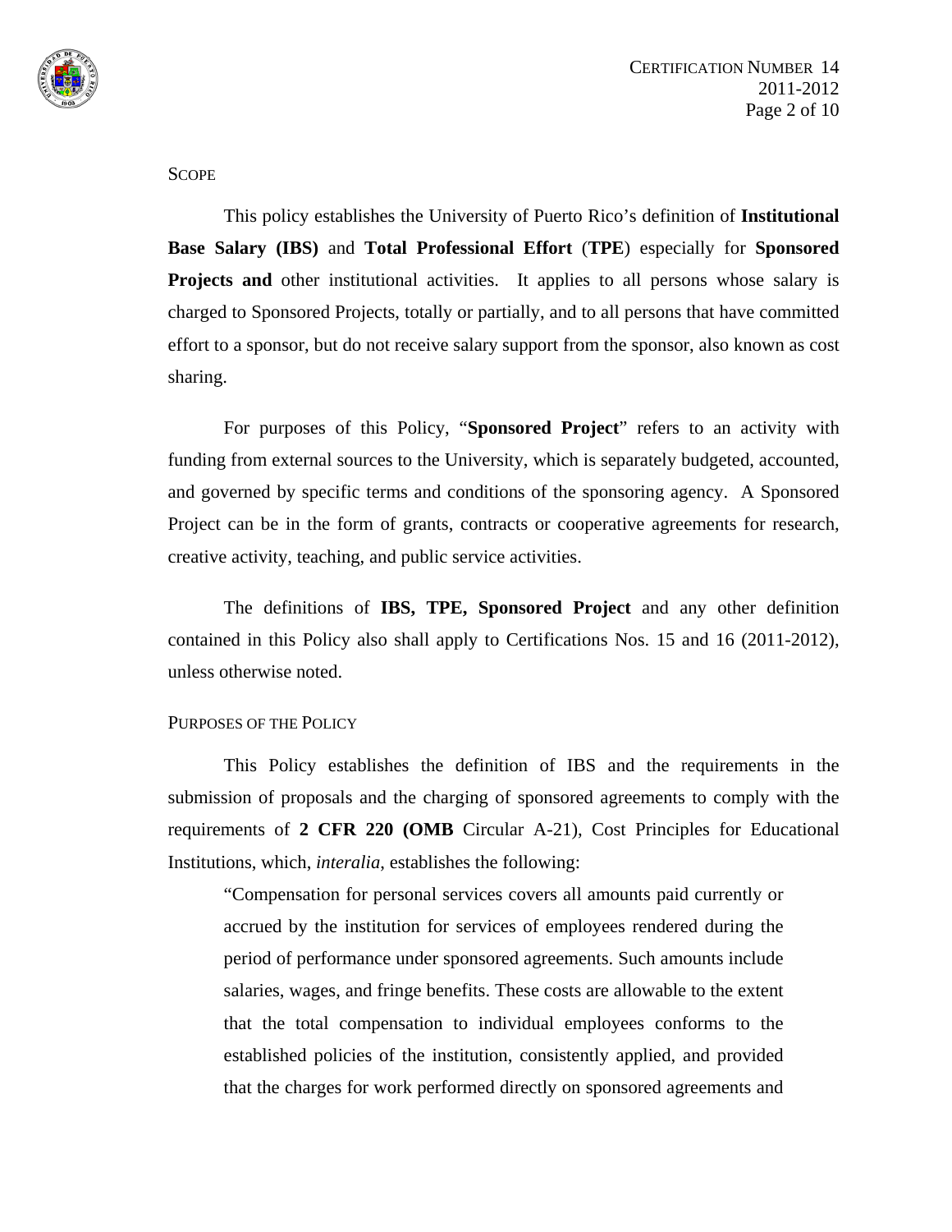## SCOPE

This policy establishes the University of Puerto Rico's definition of **Institutional Base Salary (IBS)** and **Total Professional Effort** (**TPE**) especially for **Sponsored Projects and** other institutional activities. It applies to all persons whose salary is charged to Sponsored Projects, totally or partially, and to all persons that have committed effort to a sponsor, but do not receive salary support from the sponsor, also known as cost sharing.

For purposes of this Policy, "**Sponsored Project**" refers to an activity with funding from external sources to the University, which is separately budgeted, accounted, and governed by specific terms and conditions of the sponsoring agency. A Sponsored Project can be in the form of grants, contracts or cooperative agreements for research, creative activity, teaching, and public service activities.

The definitions of **IBS, TPE, Sponsored Project** and any other definition contained in this Policy also shall apply to Certifications Nos. 15 and 16 (2011-2012), unless otherwise noted.

## PURPOSES OF THE POLICY

This Policy establishes the definition of IBS and the requirements in the submission of proposals and the charging of sponsored agreements to comply with the requirements of **2 CFR 220 (OMB** Circular A-21), Cost Principles for Educational Institutions, which, *interalia*, establishes the following:

> "Compensation for personal services covers all amounts paid currently or accrued by the institution for services of employees rendered during the period of performance under sponsored agreements. Such amounts include salaries, wages, and fringe benefits. These costs are allowable to the extent that the total compensation to individual employees conforms to the established policies of the institution, consistently applied, and provided that the charges for work performed directly on sponsored agreements and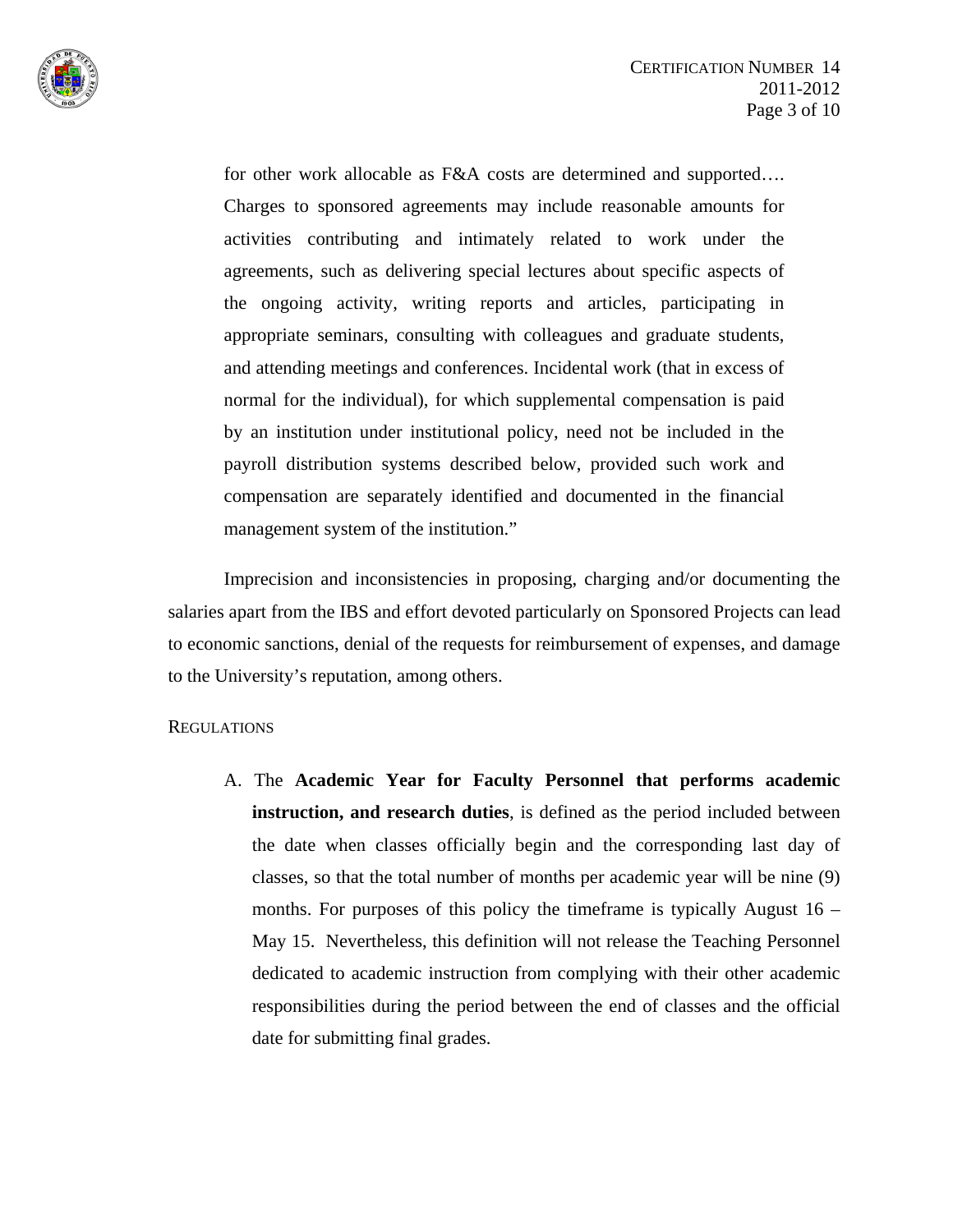> for other work allocable as F&A costs are determined and supported…. Charges to sponsored agreements may include reasonable amounts for activities contributing and intimately related to work under the agreements, such as delivering special lectures about specific aspects of the ongoing activity, writing reports and articles, participating in appropriate seminars, consulting with colleagues and graduate students, and attending meetings and conferences. Incidental work (that in excess of normal for the individual), for which supplemental compensation is paid by an institution under institutional policy, need not be included in the payroll distribution systems described below, provided such work and compensation are separately identified and documented in the financial management system of the institution."

Imprecision and inconsistencies in proposing, charging and/or documenting the salaries apart from the IBS and effort devoted particularly on Sponsored Projects can lead to economic sanctions, denial of the requests for reimbursement of expenses, and damage to the University's reputation, among others.

## REGULATIONS

A. The **Academic Year for Faculty Personnel that performs academic instruction, and research duties**, is defined as the period included between the date when classes officially begin and the corresponding last day of classes, so that the total number of months per academic year will be nine (9) months. For purposes of this policy the timeframe is typically August 16 – May 15. Nevertheless, this definition will not release the Teaching Personnel dedicated to academic instruction from complying with their other academic responsibilities during the period between the end of classes and the official date for submitting final grades.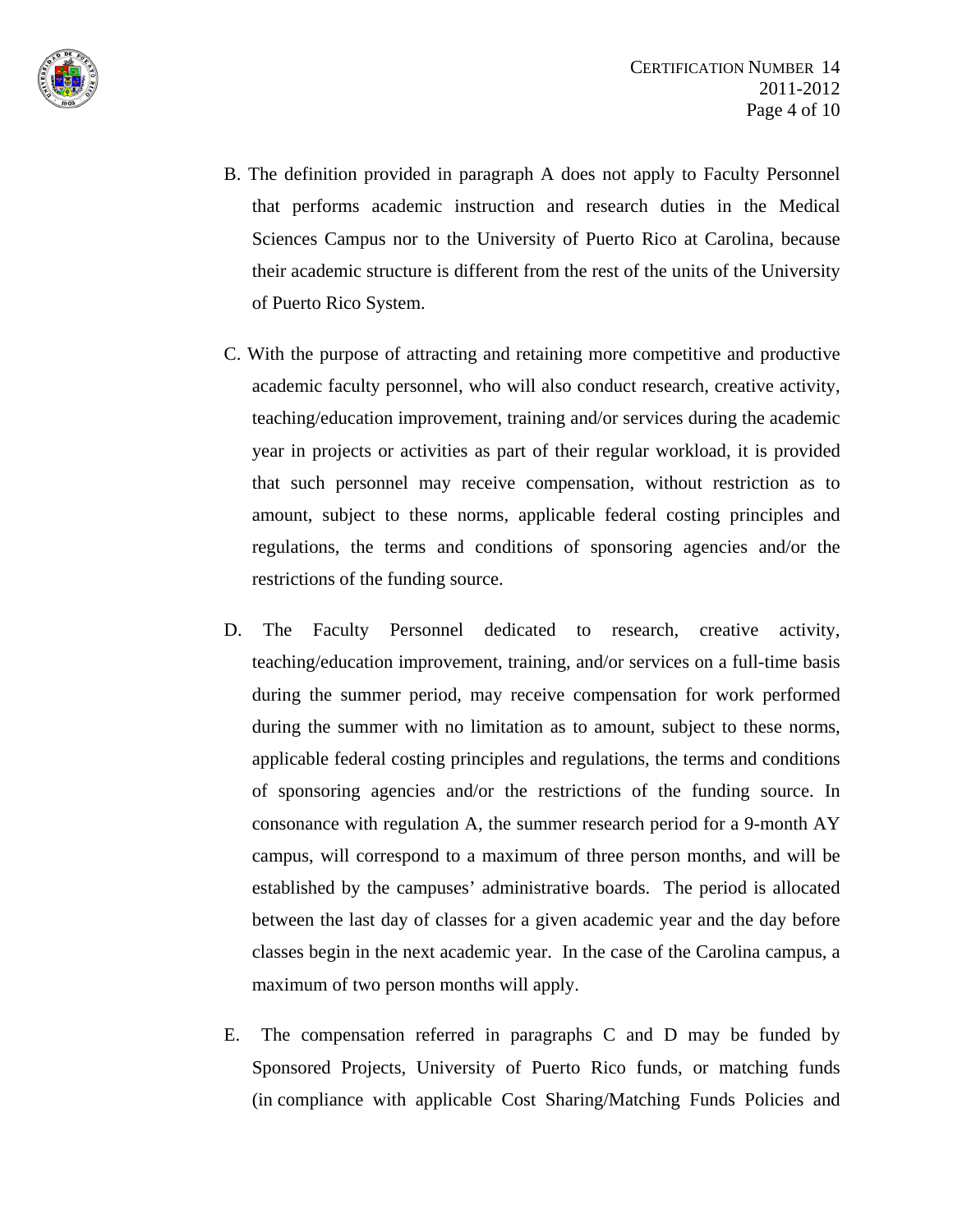B. The definition provided in paragraph A does not apply to Faculty Personnel that performs academic instruction and research duties in the Medical Sciences Campus nor to the University of Puerto Rico at Carolina, because their academic structure is different from the rest of the units of the University of Puerto Rico System.

C. With the purpose of attracting and retaining more competitive and productive academic faculty personnel, who will also conduct research, creative activity, teaching/education improvement, training and/or services during the academic year in projects or activities as part of their regular workload, it is provided that such personnel may receive compensation, without restriction as to amount, subject to these norms, applicable federal costing principles and regulations, the terms and conditions of sponsoring agencies and/or the restrictions of the funding source.

D. The Faculty Personnel dedicated to research, creative activity, teaching/education improvement, training, and/or services on a full-time basis during the summer period, may receive compensation for work performed during the summer with no limitation as to amount, subject to these norms, applicable federal costing principles and regulations, the terms and conditions of sponsoring agencies and/or the restrictions of the funding source. In consonance with regulation A, the summer research period for a 9-month AY campus, will correspond to a maximum of three person months, and will be established by the campuses' administrative boards. The period is allocated between the last day of classes for a given academic year and the day before classes begin in the next academic year. In the case of the Carolina campus, a maximum of two person months will apply.

E. The compensation referred in paragraphs C and D may be funded by Sponsored Projects, University of Puerto Rico funds, or matching funds (in compliance with applicable Cost Sharing/Matching Funds Policies and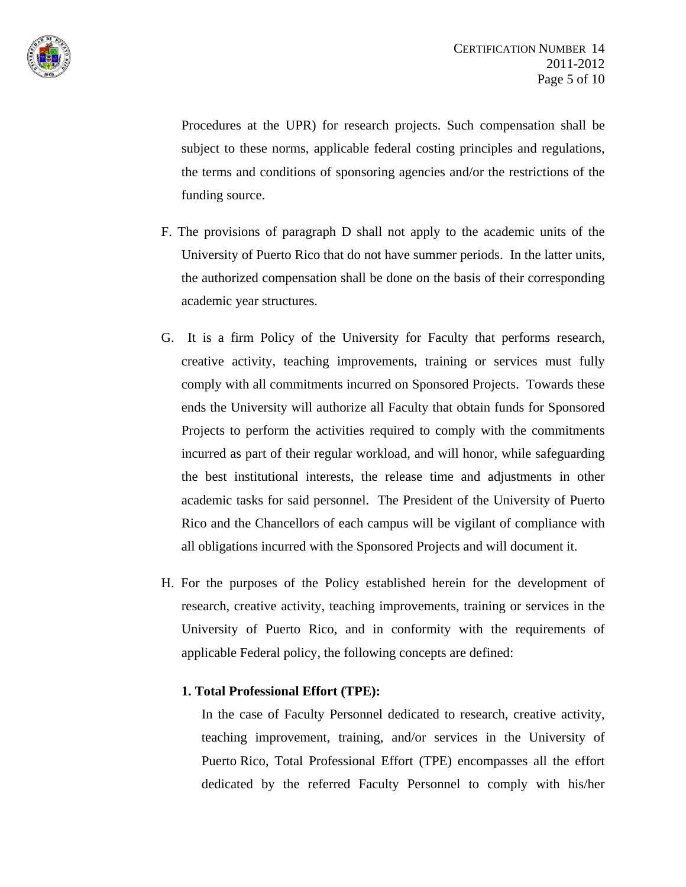Procedures at the UPR) for research projects. Such compensation shall be subject to these norms, applicable federal costing principles and regulations, the terms and conditions of sponsoring agencies and/or the restrictions of the funding source.

F. The provisions of paragraph D shall not apply to the academic units of the University of Puerto Rico that do not have summer periods. In the latter units, the authorized compensation shall be done on the basis of their corresponding academic year structures.

G. It is a firm Policy of the University for Faculty that performs research, creative activity, teaching improvements, training or services must fully comply with all commitments incurred on Sponsored Projects. Towards these ends the University will authorize all Faculty that obtain funds for Sponsored Projects to perform the activities required to comply with the commitments incurred as part of their regular workload, and will honor, while safeguarding the best institutional interests, the release time and adjustments in other academic tasks for said personnel. The President of the University of Puerto Rico and the Chancellors of each campus will be vigilant of compliance with all obligations incurred with the Sponsored Projects and will document it.

H. For the purposes of the Policy established herein for the development of research, creative activity, teaching improvements, training or services in the University of Puerto Rico, and in conformity with the requirements of applicable Federal policy, the following concepts are defined:

**1. Total Professional Effort (TPE):**

In the case of Faculty Personnel dedicated to research, creative activity, teaching improvement, training, and/or services in the University of Puerto Rico, Total Professional Effort (TPE) encompasses all the effort dedicated by the referred Faculty Personnel to comply with his/her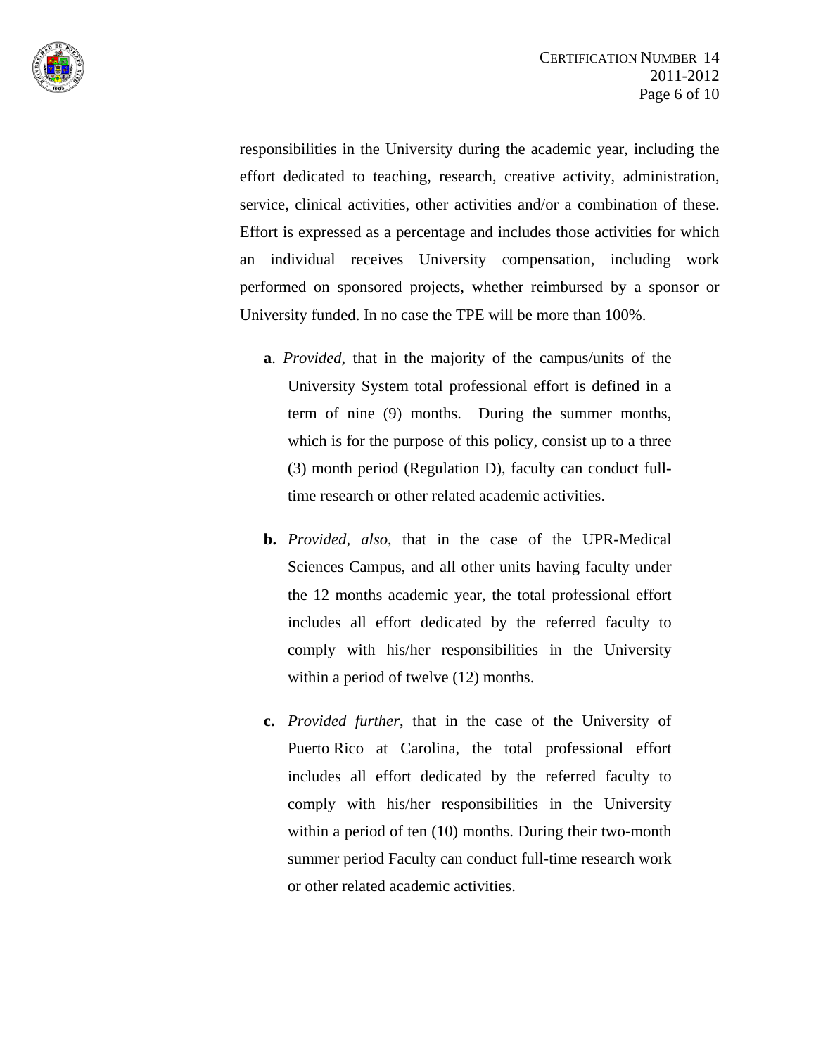responsibilities in the University during the academic year, including the effort dedicated to teaching, research, creative activity, administration, service, clinical activities, other activities and/or a combination of these. Effort is expressed as a percentage and includes those activities for which an individual receives University compensation, including work performed on sponsored projects, whether reimbursed by a sponsor or University funded. In no case the TPE will be more than 100%.

**a**. *Provided*, that in the majority of the campus/units of the University System total professional effort is defined in a term of nine (9) months. During the summer months, which is for the purpose of this policy, consist up to a three (3) month period (Regulation D), faculty can conduct full-time research or other related academic activities.

**b.** *Provided, also*, that in the case of the UPR-Medical Sciences Campus, and all other units having faculty under the 12 months academic year, the total professional effort includes all effort dedicated by the referred faculty to comply with his/her responsibilities in the University within a period of twelve (12) months.

**c.** *Provided further*, that in the case of the University of Puerto Rico at Carolina, the total professional effort includes all effort dedicated by the referred faculty to comply with his/her responsibilities in the University within a period of ten (10) months. During their two-month summer period Faculty can conduct full-time research work or other related academic activities.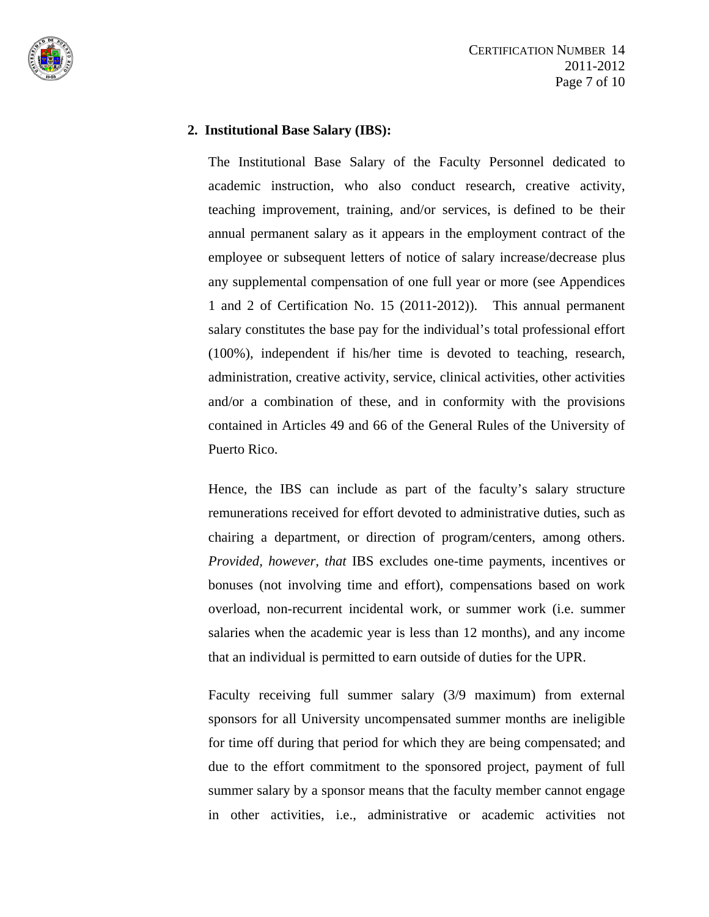## 2. Institutional Base Salary (IBS):

The Institutional Base Salary of the Faculty Personnel dedicated to academic instruction, who also conduct research, creative activity, teaching improvement, training, and/or services, is defined to be their annual permanent salary as it appears in the employment contract of the employee or subsequent letters of notice of salary increase/decrease plus any supplemental compensation of one full year or more (see Appendices 1 and 2 of Certification No. 15 (2011-2012)). This annual permanent salary constitutes the base pay for the individual's total professional effort (100%), independent if his/her time is devoted to teaching, research, administration, creative activity, service, clinical activities, other activities and/or a combination of these, and in conformity with the provisions contained in Articles 49 and 66 of the General Rules of the University of Puerto Rico.

Hence, the IBS can include as part of the faculty's salary structure remunerations received for effort devoted to administrative duties, such as chairing a department, or direction of program/centers, among others. *Provided, however, that* IBS excludes one-time payments, incentives or bonuses (not involving time and effort), compensations based on work overload, non-recurrent incidental work, or summer work (i.e. summer salaries when the academic year is less than 12 months), and any income that an individual is permitted to earn outside of duties for the UPR.

Faculty receiving full summer salary (3/9 maximum) from external sponsors for all University uncompensated summer months are ineligible for time off during that period for which they are being compensated; and due to the effort commitment to the sponsored project, payment of full summer salary by a sponsor means that the faculty member cannot engage in other activities, i.e., administrative or academic activities not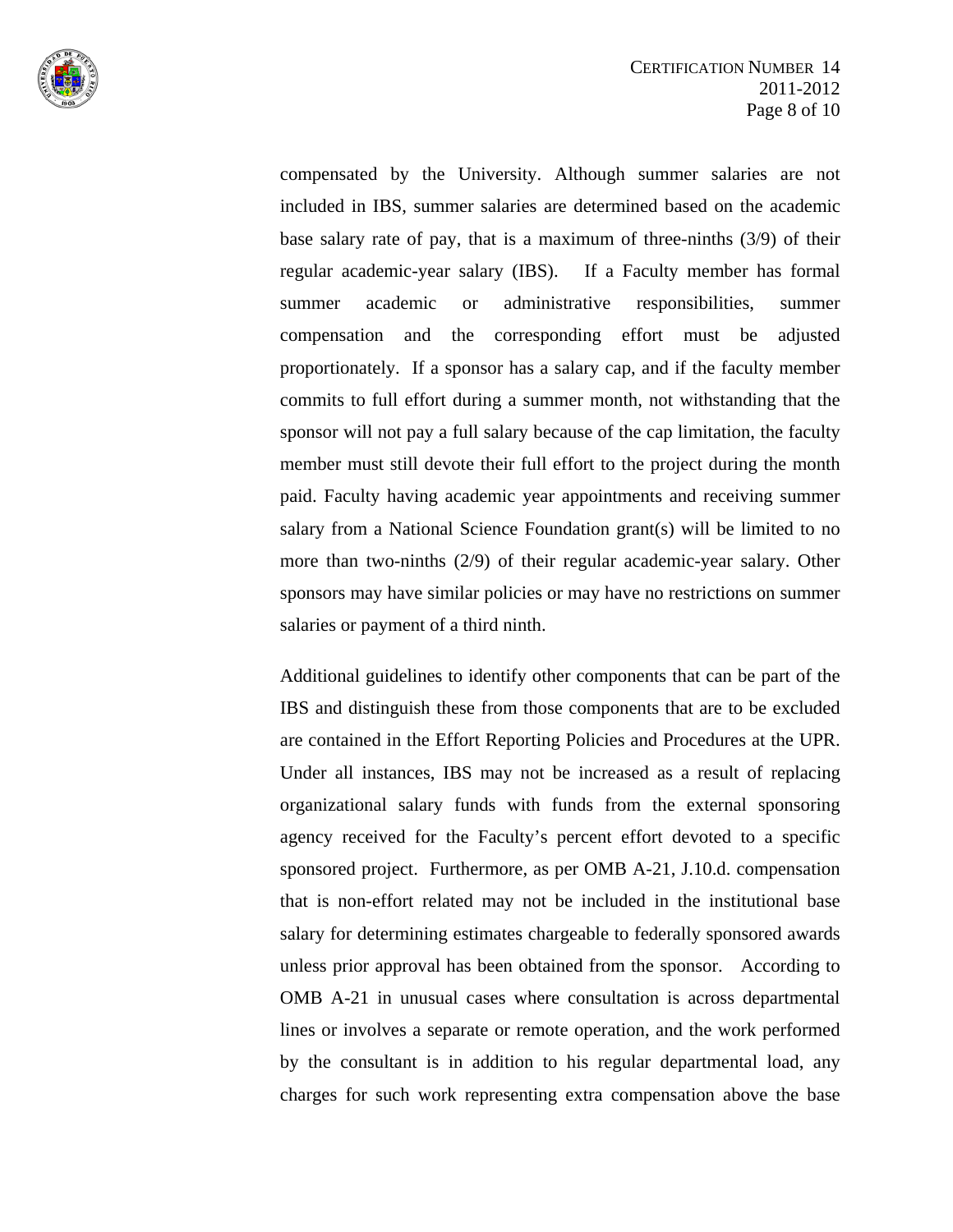compensated by the University. Although summer salaries are not included in IBS, summer salaries are determined based on the academic base salary rate of pay, that is a maximum of three-ninths (3/9) of their regular academic-year salary (IBS). If a Faculty member has formal summer academic or administrative responsibilities, summer compensation and the corresponding effort must be adjusted proportionately. If a sponsor has a salary cap, and if the faculty member commits to full effort during a summer month, not withstanding that the sponsor will not pay a full salary because of the cap limitation, the faculty member must still devote their full effort to the project during the month paid. Faculty having academic year appointments and receiving summer salary from a National Science Foundation grant(s) will be limited to no more than two-ninths (2/9) of their regular academic-year salary. Other sponsors may have similar policies or may have no restrictions on summer salaries or payment of a third ninth.

Additional guidelines to identify other components that can be part of the IBS and distinguish these from those components that are to be excluded are contained in the Effort Reporting Policies and Procedures at the UPR. Under all instances, IBS may not be increased as a result of replacing organizational salary funds with funds from the external sponsoring agency received for the Faculty's percent effort devoted to a specific sponsored project. Furthermore, as per OMB A-21, J.10.d. compensation that is non-effort related may not be included in the institutional base salary for determining estimates chargeable to federally sponsored awards unless prior approval has been obtained from the sponsor. According to OMB A-21 in unusual cases where consultation is across departmental lines or involves a separate or remote operation, and the work performed by the consultant is in addition to his regular departmental load, any charges for such work representing extra compensation above the base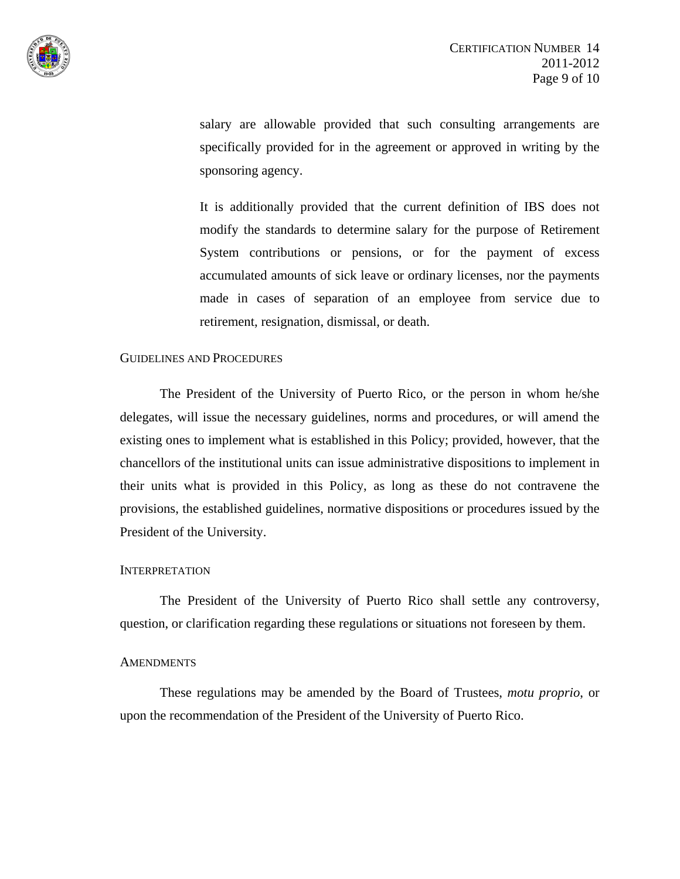salary are allowable provided that such consulting arrangements are specifically provided for in the agreement or approved in writing by the sponsoring agency.

It is additionally provided that the current definition of IBS does not modify the standards to determine salary for the purpose of Retirement System contributions or pensions, or for the payment of excess accumulated amounts of sick leave or ordinary licenses, nor the payments made in cases of separation of an employee from service due to retirement, resignation, dismissal, or death.

## Guidelines and Procedures

The President of the University of Puerto Rico, or the person in whom he/she delegates, will issue the necessary guidelines, norms and procedures, or will amend the existing ones to implement what is established in this Policy; provided, however, that the chancellors of the institutional units can issue administrative dispositions to implement in their units what is provided in this Policy, as long as these do not contravene the provisions, the established guidelines, normative dispositions or procedures issued by the President of the University.

## Interpretation

The President of the University of Puerto Rico shall settle any controversy, question, or clarification regarding these regulations or situations not foreseen by them.

## Amendments

These regulations may be amended by the Board of Trustees, *motu proprio*, or upon the recommendation of the President of the University of Puerto Rico.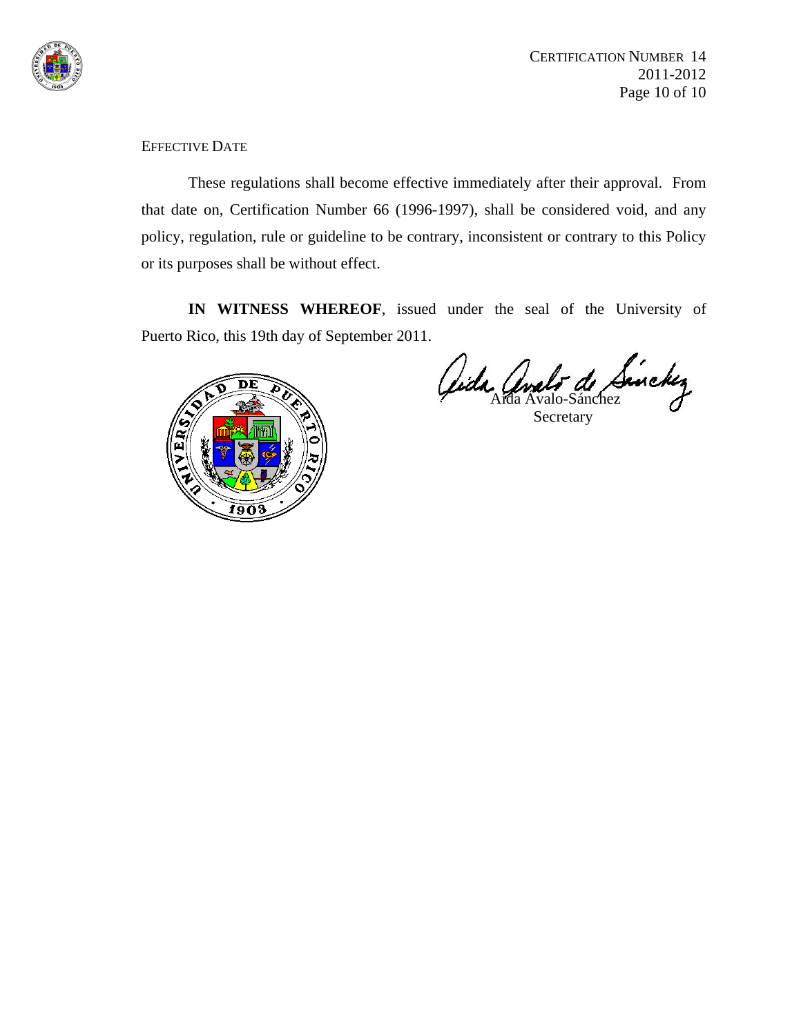EFFECTIVE DATE

These regulations shall become effective immediately after their approval. From that date on, Certification Number 66 (1996-1997), shall be considered void, and any policy, regulation, rule or guideline to be contrary, inconsistent or contrary to this Policy or its purposes shall be without effect.

**IN WITNESS WHEREOF**, issued under the seal of the University of Puerto Rico, this 19th day of September 2011.

Aida Ávalo-Sánchez
Secretary